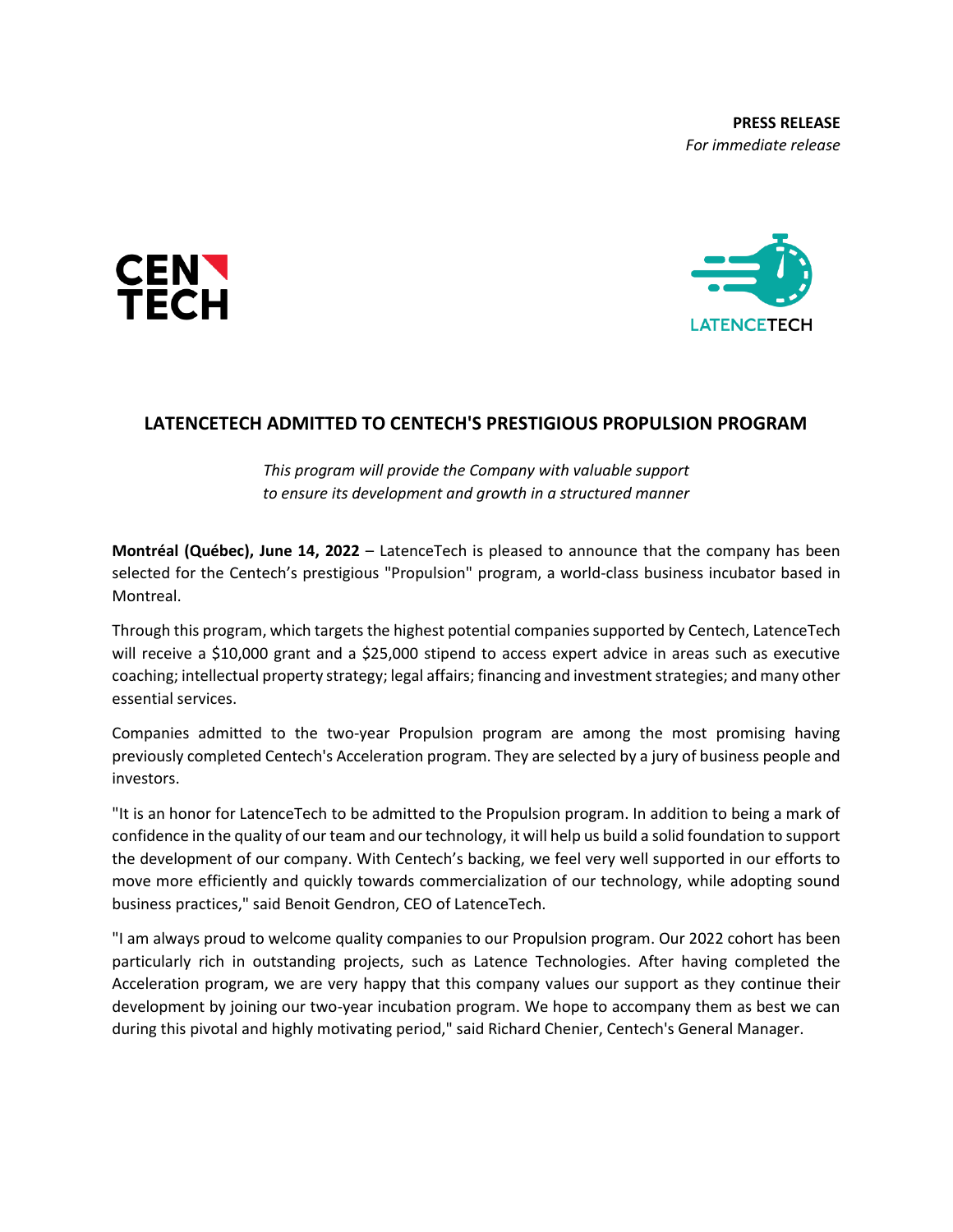**PRESS RELEASE**
*For immediate release*

CENTECH

LATENCETECH

# LATENCETECH ADMITTED TO CENTECH'S PRESTIGIOUS PROPULSION PROGRAM

*This program will provide the Company with valuable support to ensure its development and growth in a structured manner*

**Montréal (Québec), June 14, 2022** – LatenceTech is pleased to announce that the company has been selected for the Centech's prestigious "Propulsion" program, a world-class business incubator based in Montreal.

Through this program, which targets the highest potential companies supported by Centech, LatenceTech will receive a $10,000 grant and a $25,000 stipend to access expert advice in areas such as executive coaching; intellectual property strategy; legal affairs; financing and investment strategies; and many other essential services.

Companies admitted to the two-year Propulsion program are among the most promising having previously completed Centech's Acceleration program. They are selected by a jury of business people and investors.

"It is an honor for LatenceTech to be admitted to the Propulsion program. In addition to being a mark of confidence in the quality of our team and our technology, it will help us build a solid foundation to support the development of our company. With Centech's backing, we feel very well supported in our efforts to move more efficiently and quickly towards commercialization of our technology, while adopting sound business practices," said Benoit Gendron, CEO of LatenceTech.

"I am always proud to welcome quality companies to our Propulsion program. Our 2022 cohort has been particularly rich in outstanding projects, such as Latence Technologies. After having completed the Acceleration program, we are very happy that this company values our support as they continue their development by joining our two-year incubation program. We hope to accompany them as best we can during this pivotal and highly motivating period," said Richard Chenier, Centech's General Manager.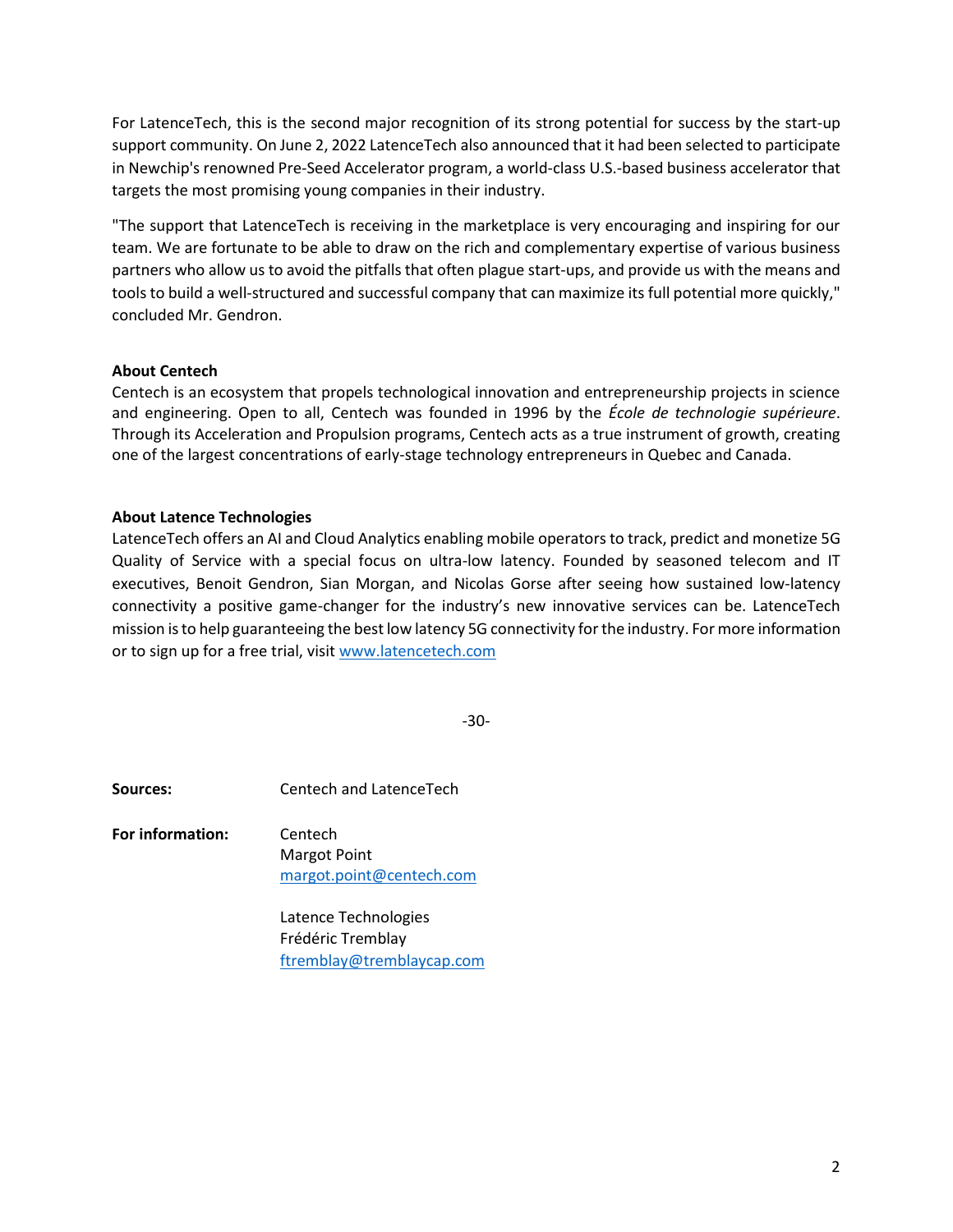For LatenceTech, this is the second major recognition of its strong potential for success by the start-up support community. On June 2, 2022 LatenceTech also announced that it had been selected to participate in Newchip's renowned Pre-Seed Accelerator program, a world-class U.S.-based business accelerator that targets the most promising young companies in their industry.

"The support that LatenceTech is receiving in the marketplace is very encouraging and inspiring for our team. We are fortunate to be able to draw on the rich and complementary expertise of various business partners who allow us to avoid the pitfalls that often plague start-ups, and provide us with the means and tools to build a well-structured and successful company that can maximize its full potential more quickly," concluded Mr. Gendron.

**About Centech**
Centech is an ecosystem that propels technological innovation and entrepreneurship projects in science and engineering. Open to all, Centech was founded in 1996 by the *École de technologie supérieure*. Through its Acceleration and Propulsion programs, Centech acts as a true instrument of growth, creating one of the largest concentrations of early-stage technology entrepreneurs in Quebec and Canada.

**About Latence Technologies**
LatenceTech offers an AI and Cloud Analytics enabling mobile operators to track, predict and monetize 5G Quality of Service with a special focus on ultra-low latency. Founded by seasoned telecom and IT executives, Benoit Gendron, Sian Morgan, and Nicolas Gorse after seeing how sustained low-latency connectivity a positive game-changer for the industry's new innovative services can be. LatenceTech mission is to help guaranteeing the best low latency 5G connectivity for the industry. For more information or to sign up for a free trial, visit [www.latencetech.com](http://www.latencetech.com)

-30-

**Sources:** Centech and LatenceTech

**For information:**

Centech
Margot Point
margot.point@centech.com

Latence Technologies
Frédéric Tremblay
ftremblay@tremblaycap.com